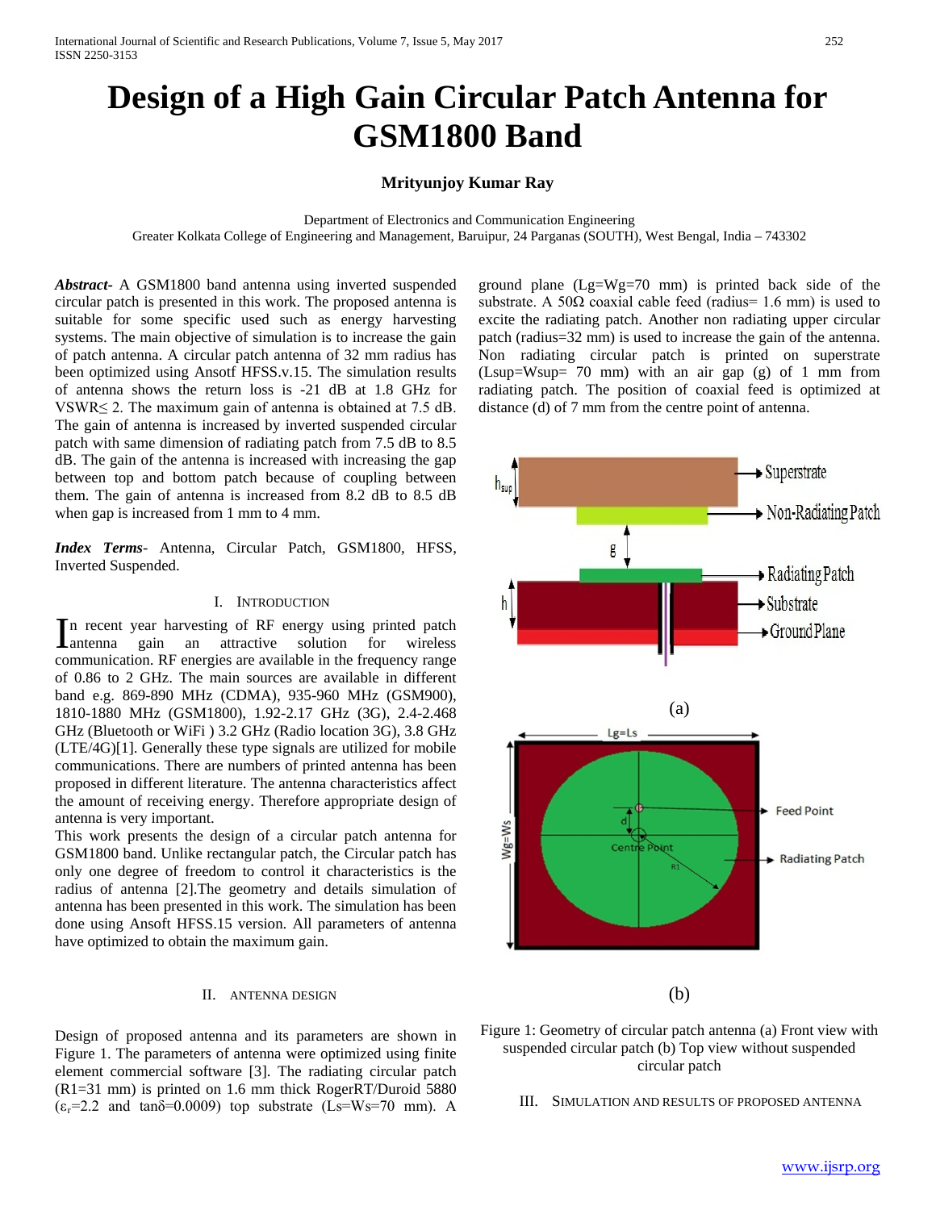# Design of a High Gain Circular Patch Antenna for GSM1800 Band

**Mrityunjoy Kumar Ray**

Department of Electronics and Communication Engineering
Greater Kolkata College of Engineering and Management, Baruipur, 24 Parganas (SOUTH), West Bengal, India – 743302

***Abstract***- A GSM1800 band antenna using inverted suspended circular patch is presented in this work. The proposed antenna is suitable for some specific used such as energy harvesting systems. The main objective of simulation is to increase the gain of patch antenna. A circular patch antenna of 32 mm radius has been optimized using Ansoft HFSS.v.15. The simulation results of antenna shows the return loss is -21 dB at 1.8 GHz for VSWR≤ 2. The maximum gain of antenna is obtained at 7.5 dB. The gain of antenna is increased by inverted suspended circular patch with same dimension of radiating patch from 7.5 dB to 8.5 dB. The gain of the antenna is increased with increasing the gap between top and bottom patch because of coupling between them. The gain of antenna is increased from 8.2 dB to 8.5 dB when gap is increased from 1 mm to 4 mm.

***Index Terms***- Antenna, Circular Patch, GSM1800, HFSS, Inverted Suspended.

## I. Introduction

In recent year harvesting of RF energy using printed patch antenna gain an attractive solution for wireless communication. RF energies are available in the frequency range of 0.86 to 2 GHz. The main sources are available in different band e.g. 869-890 MHz (CDMA), 935-960 MHz (GSM900), 1810-1880 MHz (GSM1800), 1.92-2.17 GHz (3G), 2.4-2.468 GHz (Bluetooth or WiFi ) 3.2 GHz (Radio location 3G), 3.8 GHz (LTE/4G)[1]. Generally these type signals are utilized for mobile communications. There are numbers of printed antenna has been proposed in different literature. The antenna characteristics affect the amount of receiving energy. Therefore appropriate design of antenna is very important.

This work presents the design of a circular patch antenna for GSM1800 band. Unlike rectangular patch, the Circular patch has only one degree of freedom to control it characteristics is the radius of antenna [2].The geometry and details simulation of antenna has been presented in this work. The simulation has been done using Ansoft HFSS.15 version. All parameters of antenna have optimized to obtain the maximum gain.

## II. Antenna Design

Design of proposed antenna and its parameters are shown in Figure 1. The parameters of antenna were optimized using finite element commercial software [3]. The radiating circular patch (R1=31 mm) is printed on 1.6 mm thick RogerRT/Duroid 5880 ($\varepsilon_r$=2.2 and tanδ=0.0009) top substrate (Ls=Ws=70 mm). A ground plane (Lg=Wg=70 mm) is printed back side of the substrate. A 50Ω coaxial cable feed (radius= 1.6 mm) is used to excite the radiating patch. Another non radiating upper circular patch (radius=32 mm) is used to increase the gain of the antenna. Non radiating circular patch is printed on superstrate (Lsup=Wsup= 70 mm) with an air gap (g) of 1 mm from radiating patch. The position of coaxial feed is optimized at distance (d) of 7 mm from the centre point of antenna.

$h_{sup}$
Superstrate
Non-Radiating Patch
g
Radiating Patch
h
Substrate
Ground Plane

(a)

Lg=Ls
Wg=Ws
d
Feed Point
Centre Point
R1
Radiating Patch

(b)

Figure 1: Geometry of circular patch antenna (a) Front view with suspended circular patch (b) Top view without suspended circular patch

## III. Simulation and Results of Proposed Antenna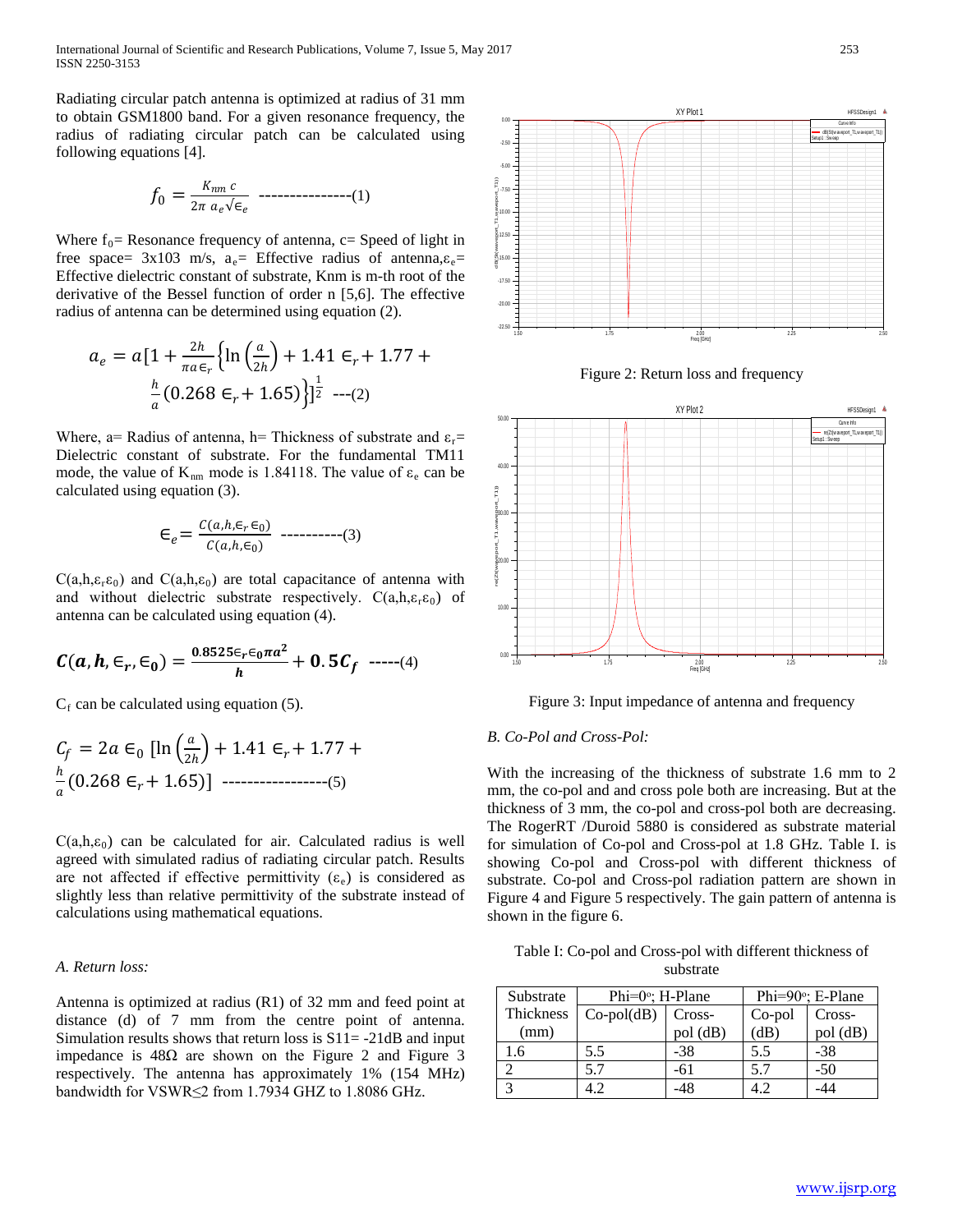Radiating circular patch antenna is optimized at radius of 31 mm to obtain GSM1800 band. For a given resonance frequency, the radius of radiating circular patch can be calculated using following equations [4].

$$f_0 = \frac{K_{nm}\, c}{2\pi\, a_e \sqrt{\epsilon_e}} \text{ ---------------(1)}$$

Where $f_0$= Resonance frequency of antenna, c= Speed of light in free space= 3x103 m/s, $a_e$= Effective radius of antenna, $\varepsilon_e$= Effective dielectric constant of substrate, Knm is m-th root of the derivative of the Bessel function of order n [5,6]. The effective radius of antenna can be determined using equation (2).

$$a_e = a\left[1 + \frac{2h}{\pi a \epsilon_r}\left\{\ln\left(\frac{a}{2h}\right) + 1.41\,\epsilon_r + 1.77 + \frac{h}{a}(0.268\,\epsilon_r + 1.65)\right\}\right]^{\frac{1}{2}} \text{ ---(2)}$$

Where, a= Radius of antenna, h= Thickness of substrate and $\varepsilon_r$= Dielectric constant of substrate. For the fundamental TM11 mode, the value of $K_{nm}$ mode is 1.84118. The value of $\varepsilon_e$ can be calculated using equation (3).

$$\epsilon_e = \frac{C(a,h,\epsilon_r\,\epsilon_0)}{C(a,h,\epsilon_0)} \text{ ----------(3)}$$

$C(a,h,\varepsilon_r\varepsilon_0)$ and $C(a,h,\varepsilon_0)$ are total capacitance of antenna with and without dielectric substrate respectively. $C(a,h,\varepsilon_r\varepsilon_0)$ of antenna can be calculated using equation (4).

$$\boldsymbol{C(a, h, \epsilon_r, \epsilon_0) = \frac{0.8525\epsilon_r\epsilon_0\pi a^2}{h} + 0.5C_f} \text{ -----(4)}$$

$C_f$ can be calculated using equation (5).

$$C_f = 2a\,\epsilon_0\left[\ln\left(\frac{a}{2h}\right) + 1.41\,\epsilon_r + 1.77 + \frac{h}{a}(0.268\,\epsilon_r + 1.65)\right] \text{ -----------------(5)}$$

$C(a,h,\varepsilon_0)$ can be calculated for air. Calculated radius is well agreed with simulated radius of radiating circular patch. Results are not affected if effective permittivity ($\varepsilon_e$) is considered as slightly less than relative permittivity of the substrate instead of calculations using mathematical equations.

### A. Return loss:

Antenna is optimized at radius (R1) of 32 mm and feed point at distance (d) of 7 mm from the centre point of antenna. Simulation results shows that return loss is S11= -21dB and input impedance is 48Ω are shown on the Figure 2 and Figure 3 respectively. The antenna has approximately 1% (154 MHz) bandwidth for VSWR≲2 from 1.7934 GHZ to 1.8086 GHz.

Figure 2: Return loss and frequency

Figure 3: Input impedance of antenna and frequency

### B. Co-Pol and Cross-Pol:

With the increasing of the thickness of substrate 1.6 mm to 2 mm, the co-pol and and cross pole both are increasing. But at the thickness of 3 mm, the co-pol and cross-pol both are decreasing. The RogerRT /Duroid 5880 is considered as substrate material for simulation of Co-pol and Cross-pol at 1.8 GHz. Table I. is showing Co-pol and Cross-pol with different thickness of substrate. Co-pol and Cross-pol radiation pattern are shown in Figure 4 and Figure 5 respectively. The gain pattern of antenna is shown in the figure 6.

Table I: Co-pol and Cross-pol with different thickness of substrate

| Substrate Thickness (mm) | Phi=0°; H-Plane | | Phi=90°; E-Plane | |
|---|---|---|---|---|
| | Co-pol(dB) | Cross-pol (dB) | Co-pol (dB) | Cross-pol (dB) |
| 1.6 | 5.5 | -38 | 5.5 | -38 |
| 2 | 5.7 | -61 | 5.7 | -50 |
| 3 | 4.2 | -48 | 4.2 | -44 |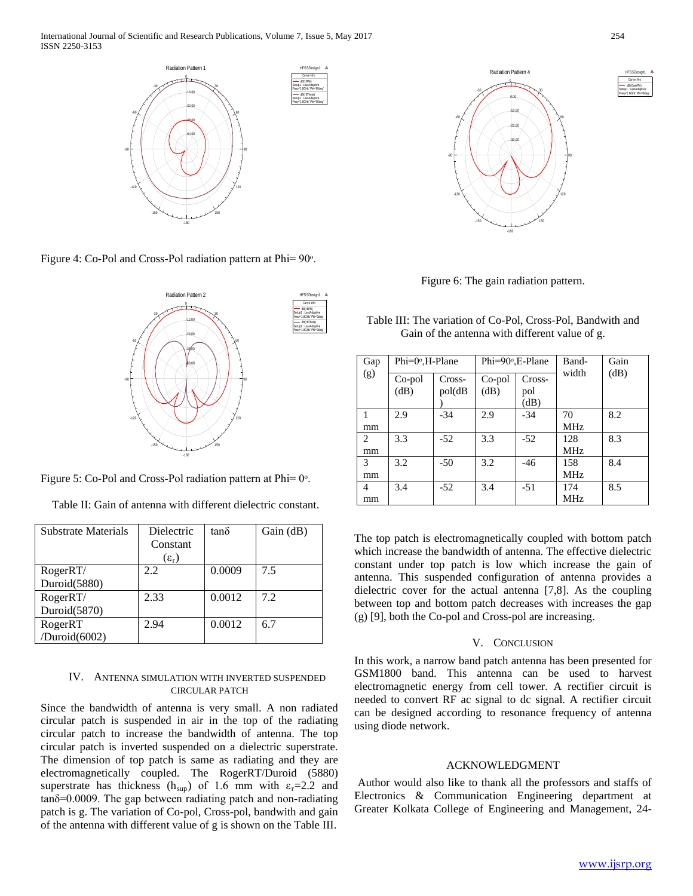Radiation Pattern 1

HFSSDesign1

Curve Info

dB(rEPhi)
Setup1 : LastAdaptive
Freq='1.8GHz' Phi='90deg'

dB(rETheta)
Setup1 : LastAdaptive
Freq='1.8GHz' Phi='90deg'

Figure 4: Co-Pol and Cross-Pol radiation pattern at Phi= 90º.

Radiation Pattern 2

HFSSDesign1

Curve Info

dB(rEPhi)
Setup1 : LastAdaptive
Freq='1.8GHz' Phi='0deg'

dB(rETheta)
Setup1 : LastAdaptive
Freq='1.8GHz' Phi='0deg'

Figure 5: Co-Pol and Cross-Pol radiation pattern at Phi= 0º.

Table II: Gain of antenna with different dielectric constant.

| Substrate Materials | Dielectric Constant ($\varepsilon_r$) | tanδ | Gain (dB) |
|---|---|---|---|
| RogerRT/ Duroid(5880) | 2.2 | 0.0009 | 7.5 |
| RogerRT/ Duroid(5870) | 2.33 | 0.0012 | 7.2 |
| RogerRT /Duroid(6002) | 2.94 | 0.0012 | 6.7 |

## IV. Antenna Simulation with Inverted Suspended Circular Patch

Since the bandwidth of antenna is very small. A non radiated circular patch is suspended in air in the top of the radiating circular patch to increase the bandwidth of antenna. The top circular patch is inverted suspended on a dielectric superstrate. The dimension of top patch is same as radiating and they are electromagnetically coupled. The RogerRT/Duroid (5880) superstrate has thickness ($h_{sup}$) of 1.6 mm with $\varepsilon_r$=2.2 and tanδ=0.0009. The gap between radiating patch and non-radiating patch is g. The variation of Co-pol, Cross-pol, bandwith and gain of the antenna with different value of g is shown on the Table III.

Radiation Pattern 4

HFSSDesign1

Curve Info

dB(GainPhi)
Setup1 : LastAdaptive
Freq='1.8GHz' Phi='0deg'

Figure 6: The gain radiation pattern.

Table III: The variation of Co-Pol, Cross-Pol, Bandwith and Gain of the antenna with different value of g.

| Gap (g) | Phi=0º,H-Plane | | Phi=90º,E-Plane | | Band-width | Gain (dB) |
|---|---|---|---|---|---|---|
| | Co-pol (dB) | Cross-pol(dB) | Co-pol (dB) | Cross-pol (dB) | | |
| 1 mm | 2.9 | -34 | 2.9 | -34 | 70 MHz | 8.2 |
| 2 mm | 3.3 | -52 | 3.3 | -52 | 128 MHz | 8.3 |
| 3 mm | 3.2 | -50 | 3.2 | -46 | 158 MHz | 8.4 |
| 4 mm | 3.4 | -52 | 3.4 | -51 | 174 MHz | 8.5 |

The top patch is electromagnetically coupled with bottom patch which increase the bandwidth of antenna. The effective dielectric constant under top patch is low which increase the gain of antenna. This suspended configuration of antenna provides a dielectric cover for the actual antenna [7,8]. As the coupling between top and bottom patch decreases with increases the gap (g) [9], both the Co-pol and Cross-pol are increasing.

## V. Conclusion

In this work, a narrow band patch antenna has been presented for GSM1800 band. This antenna can be used to harvest electromagnetic energy from cell tower. A rectifier circuit is needed to convert RF ac signal to dc signal. A rectifier circuit can be designed according to resonance frequency of antenna using diode network.

## Acknowledgment

Author would also like to thank all the professors and staffs of Electronics & Communication Engineering department at Greater Kolkata College of Engineering and Management, 24-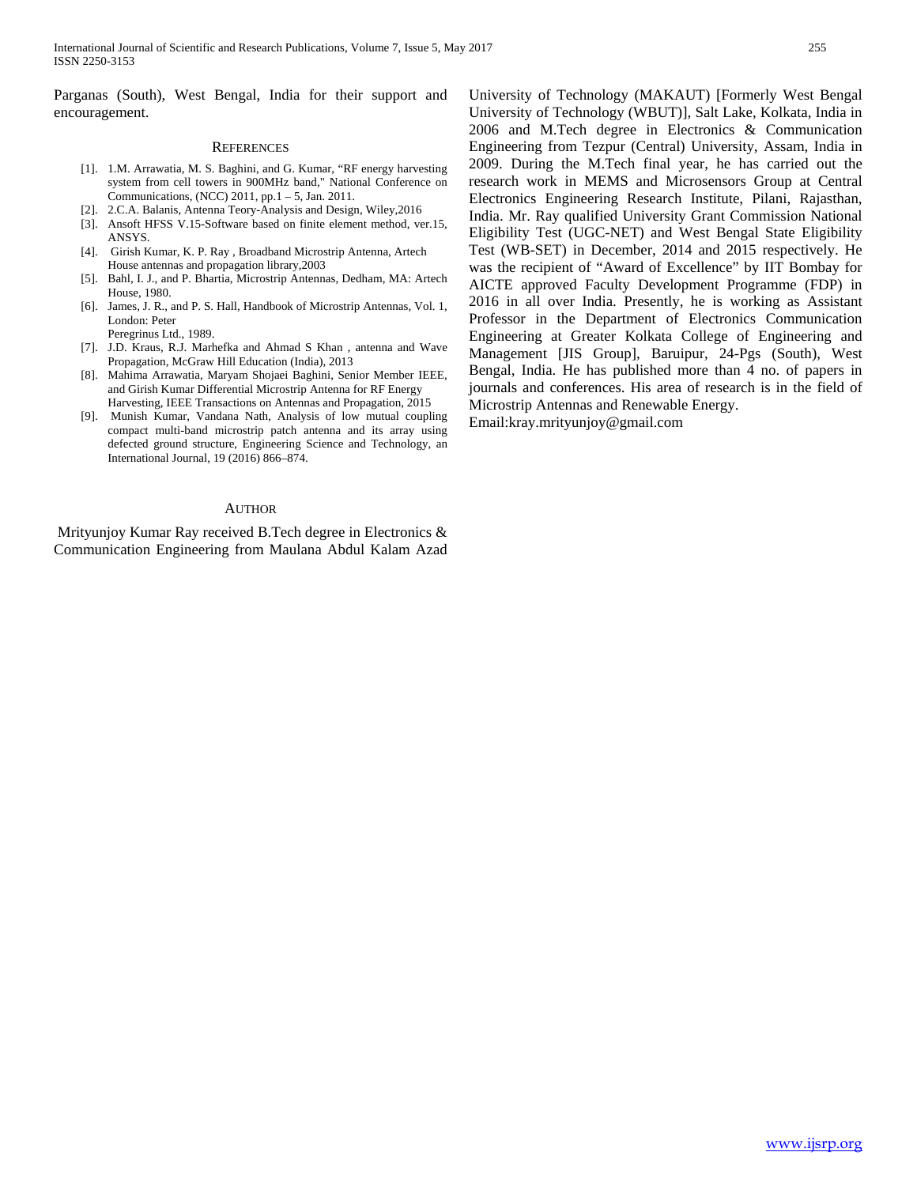Parganas (South), West Bengal, India for their support and encouragement.

## REFERENCES

[1]. 1.M. Arrawatia, M. S. Baghini, and G. Kumar, "RF energy harvesting system from cell towers in 900MHz band," National Conference on Communications, (NCC) 2011, pp.1 – 5, Jan. 2011.

[2]. 2.C.A. Balanis, Antenna Teory-Analysis and Design, Wiley,2016

[3]. Ansoft HFSS V.15-Software based on finite element method, ver.15, ANSYS.

[4]. Girish Kumar, K. P. Ray , Broadband Microstrip Antenna, Artech House antennas and propagation library,2003

[5]. Bahl, I. J., and P. Bhartia, Microstrip Antennas, Dedham, MA: Artech House, 1980.

[6]. James, J. R., and P. S. Hall, Handbook of Microstrip Antennas, Vol. 1, London: Peter Peregrinus Ltd., 1989.

[7]. J.D. Kraus, R.J. Marhefka and Ahmad S Khan , antenna and Wave Propagation, McGraw Hill Education (India), 2013

[8]. Mahima Arrawatia, Maryam Shojaei Baghini, Senior Member IEEE, and Girish Kumar Differential Microstrip Antenna for RF Energy Harvesting, IEEE Transactions on Antennas and Propagation, 2015

[9]. Munish Kumar, Vandana Nath, Analysis of low mutual coupling compact multi-band microstrip patch antenna and its array using defected ground structure, Engineering Science and Technology, an International Journal, 19 (2016) 866–874.

## AUTHOR

Mrityunjoy Kumar Ray received B.Tech degree in Electronics & Communication Engineering from Maulana Abdul Kalam Azad University of Technology (MAKAUT) [Formerly West Bengal University of Technology (WBUT)], Salt Lake, Kolkata, India in 2006 and M.Tech degree in Electronics & Communication Engineering from Tezpur (Central) University, Assam, India in 2009. During the M.Tech final year, he has carried out the research work in MEMS and Microsensors Group at Central Electronics Engineering Research Institute, Pilani, Rajasthan, India. Mr. Ray qualified University Grant Commission National Eligibility Test (UGC-NET) and West Bengal State Eligibility Test (WB-SET) in December, 2014 and 2015 respectively. He was the recipient of "Award of Excellence" by IIT Bombay for AICTE approved Faculty Development Programme (FDP) in 2016 in all over India. Presently, he is working as Assistant Professor in the Department of Electronics Communication Engineering at Greater Kolkata College of Engineering and Management [JIS Group], Baruipur, 24-Pgs (South), West Bengal, India. He has published more than 4 no. of papers in journals and conferences. His area of research is in the field of Microstrip Antennas and Renewable Energy.

Email:kray.mrityunjoy@gmail.com